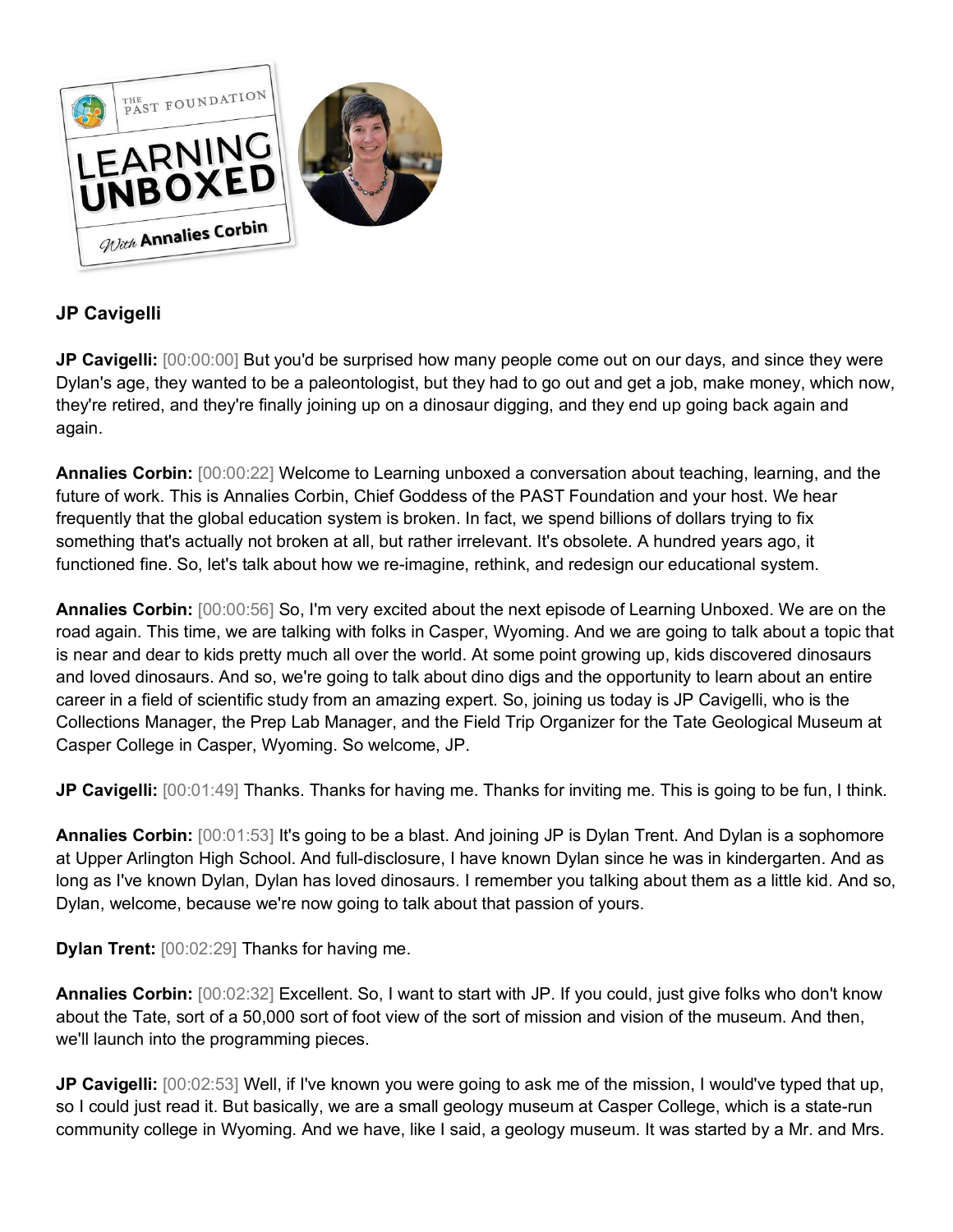## JP Cavigelli

**JP Cavigelli:** [00:00:00] But you'd be surprised how many people come out on our days, and since they were Dylan's age, they wanted to be a paleontologist, but they had to go out and get a job, make money, which now, they're retired, and they're finally joining up on a dinosaur digging, and they end up going back again and again.

**Annalies Corbin:** [00:00:22] Welcome to Learning unboxed a conversation about teaching, learning, and the future of work. This is Annalies Corbin, Chief Goddess of the PAST Foundation and your host. We hear frequently that the global education system is broken. In fact, we spend billions of dollars trying to fix something that's actually not broken at all, but rather irrelevant. It's obsolete. A hundred years ago, it functioned fine. So, let's talk about how we re-imagine, rethink, and redesign our educational system.

**Annalies Corbin:** [00:00:56] So, I'm very excited about the next episode of Learning Unboxed. We are on the road again. This time, we are talking with folks in Casper, Wyoming. And we are going to talk about a topic that is near and dear to kids pretty much all over the world. At some point growing up, kids discovered dinosaurs and loved dinosaurs. And so, we're going to talk about dino digs and the opportunity to learn about an entire career in a field of scientific study from an amazing expert. So, joining us today is JP Cavigelli, who is the Collections Manager, the Prep Lab Manager, and the Field Trip Organizer for the Tate Geological Museum at Casper College in Casper, Wyoming. So welcome, JP.

**JP Cavigelli:** [00:01:49] Thanks. Thanks for having me. Thanks for inviting me. This is going to be fun, I think.

**Annalies Corbin:** [00:01:53] It's going to be a blast. And joining JP is Dylan Trent. And Dylan is a sophomore at Upper Arlington High School. And full-disclosure, I have known Dylan since he was in kindergarten. And as long as I've known Dylan, Dylan has loved dinosaurs. I remember you talking about them as a little kid. And so, Dylan, welcome, because we're now going to talk about that passion of yours.

**Dylan Trent:** [00:02:29] Thanks for having me.

**Annalies Corbin:** [00:02:32] Excellent. So, I want to start with JP. If you could, just give folks who don't know about the Tate, sort of a 50,000 sort of foot view of the sort of mission and vision of the museum. And then, we'll launch into the programming pieces.

**JP Cavigelli:** [00:02:53] Well, if I've known you were going to ask me of the mission, I would've typed that up, so I could just read it. But basically, we are a small geology museum at Casper College, which is a state-run community college in Wyoming. And we have, like I said, a geology museum. It was started by a Mr. and Mrs.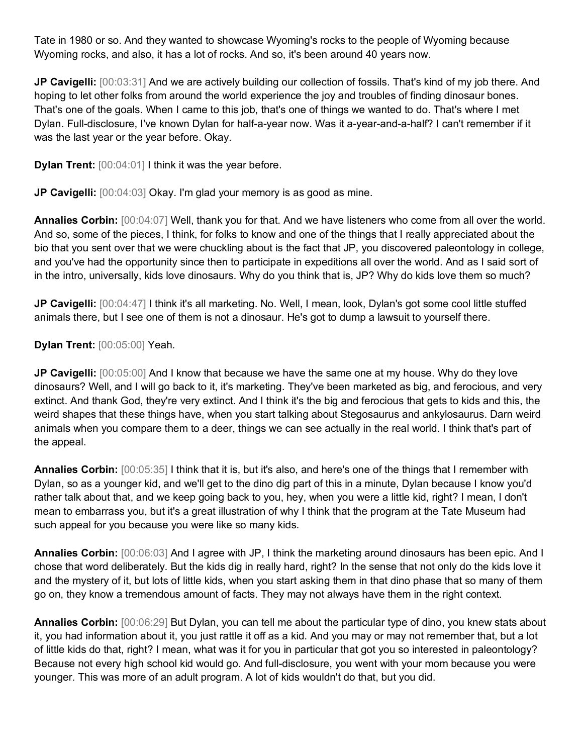Tate in 1980 or so. And they wanted to showcase Wyoming's rocks to the people of Wyoming because Wyoming rocks, and also, it has a lot of rocks. And so, it's been around 40 years now.

**JP Cavigelli:** [00:03:31] And we are actively building our collection of fossils. That's kind of my job there. And hoping to let other folks from around the world experience the joy and troubles of finding dinosaur bones. That's one of the goals. When I came to this job, that's one of things we wanted to do. That's where I met Dylan. Full-disclosure, I've known Dylan for half-a-year now. Was it a-year-and-a-half? I can't remember if it was the last year or the year before. Okay.

**Dylan Trent:** [00:04:01] I think it was the year before.

**JP Cavigelli:** [00:04:03] Okay. I'm glad your memory is as good as mine.

**Annalies Corbin:** [00:04:07] Well, thank you for that. And we have listeners who come from all over the world. And so, some of the pieces, I think, for folks to know and one of the things that I really appreciated about the bio that you sent over that we were chuckling about is the fact that JP, you discovered paleontology in college, and you've had the opportunity since then to participate in expeditions all over the world. And as I said sort of in the intro, universally, kids love dinosaurs. Why do you think that is, JP? Why do kids love them so much?

**JP Cavigelli:** [00:04:47] I think it's all marketing. No. Well, I mean, look, Dylan's got some cool little stuffed animals there, but I see one of them is not a dinosaur. He's got to dump a lawsuit to yourself there.

**Dylan Trent:** [00:05:00] Yeah.

**JP Cavigelli:** [00:05:00] And I know that because we have the same one at my house. Why do they love dinosaurs? Well, and I will go back to it, it's marketing. They've been marketed as big, and ferocious, and very extinct. And thank God, they're very extinct. And I think it's the big and ferocious that gets to kids and this, the weird shapes that these things have, when you start talking about Stegosaurus and ankylosaurus. Darn weird animals when you compare them to a deer, things we can see actually in the real world. I think that's part of the appeal.

**Annalies Corbin:** [00:05:35] I think that it is, but it's also, and here's one of the things that I remember with Dylan, so as a younger kid, and we'll get to the dino dig part of this in a minute, Dylan because I know you'd rather talk about that, and we keep going back to you, hey, when you were a little kid, right? I mean, I don't mean to embarrass you, but it's a great illustration of why I think that the program at the Tate Museum had such appeal for you because you were like so many kids.

**Annalies Corbin:** [00:06:03] And I agree with JP, I think the marketing around dinosaurs has been epic. And I chose that word deliberately. But the kids dig in really hard, right? In the sense that not only do the kids love it and the mystery of it, but lots of little kids, when you start asking them in that dino phase that so many of them go on, they know a tremendous amount of facts. They may not always have them in the right context.

**Annalies Corbin:** [00:06:29] But Dylan, you can tell me about the particular type of dino, you knew stats about it, you had information about it, you just rattle it off as a kid. And you may or may not remember that, but a lot of little kids do that, right? I mean, what was it for you in particular that got you so interested in paleontology? Because not every high school kid would go. And full-disclosure, you went with your mom because you were younger. This was more of an adult program. A lot of kids wouldn't do that, but you did.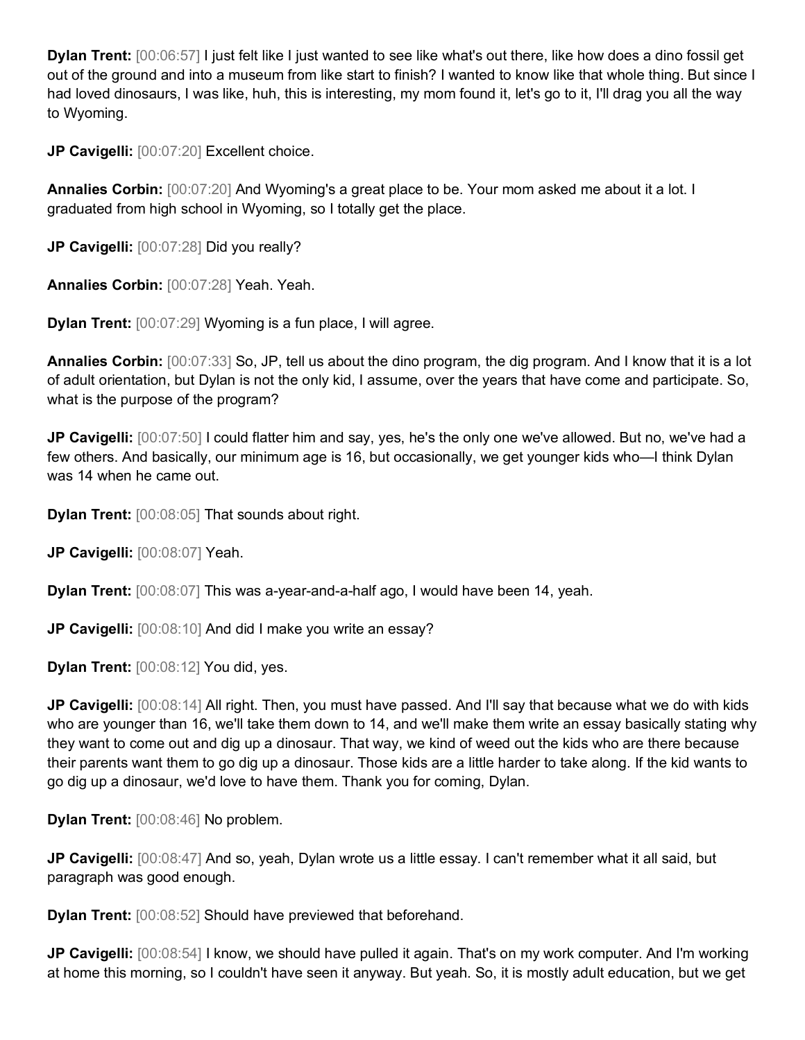**Dylan Trent:** [00:06:57] I just felt like I just wanted to see like what's out there, like how does a dino fossil get out of the ground and into a museum from like start to finish? I wanted to know like that whole thing. But since I had loved dinosaurs, I was like, huh, this is interesting, my mom found it, let's go to it, I'll drag you all the way to Wyoming.

**JP Cavigelli:** [00:07:20] Excellent choice.

**Annalies Corbin:** [00:07:20] And Wyoming's a great place to be. Your mom asked me about it a lot. I graduated from high school in Wyoming, so I totally get the place.

**JP Cavigelli:** [00:07:28] Did you really?

**Annalies Corbin:** [00:07:28] Yeah. Yeah.

**Dylan Trent:** [00:07:29] Wyoming is a fun place, I will agree.

**Annalies Corbin:** [00:07:33] So, JP, tell us about the dino program, the dig program. And I know that it is a lot of adult orientation, but Dylan is not the only kid, I assume, over the years that have come and participate. So, what is the purpose of the program?

**JP Cavigelli:** [00:07:50] I could flatter him and say, yes, he's the only one we've allowed. But no, we've had a few others. And basically, our minimum age is 16, but occasionally, we get younger kids who—I think Dylan was 14 when he came out.

**Dylan Trent:** [00:08:05] That sounds about right.

**JP Cavigelli:** [00:08:07] Yeah.

**Dylan Trent:** [00:08:07] This was a-year-and-a-half ago, I would have been 14, yeah.

**JP Cavigelli:** [00:08:10] And did I make you write an essay?

**Dylan Trent:** [00:08:12] You did, yes.

**JP Cavigelli:** [00:08:14] All right. Then, you must have passed. And I'll say that because what we do with kids who are younger than 16, we'll take them down to 14, and we'll make them write an essay basically stating why they want to come out and dig up a dinosaur. That way, we kind of weed out the kids who are there because their parents want them to go dig up a dinosaur. Those kids are a little harder to take along. If the kid wants to go dig up a dinosaur, we'd love to have them. Thank you for coming, Dylan.

**Dylan Trent:** [00:08:46] No problem.

**JP Cavigelli:** [00:08:47] And so, yeah, Dylan wrote us a little essay. I can't remember what it all said, but paragraph was good enough.

**Dylan Trent:** [00:08:52] Should have previewed that beforehand.

**JP Cavigelli:** [00:08:54] I know, we should have pulled it again. That's on my work computer. And I'm working at home this morning, so I couldn't have seen it anyway. But yeah. So, it is mostly adult education, but we get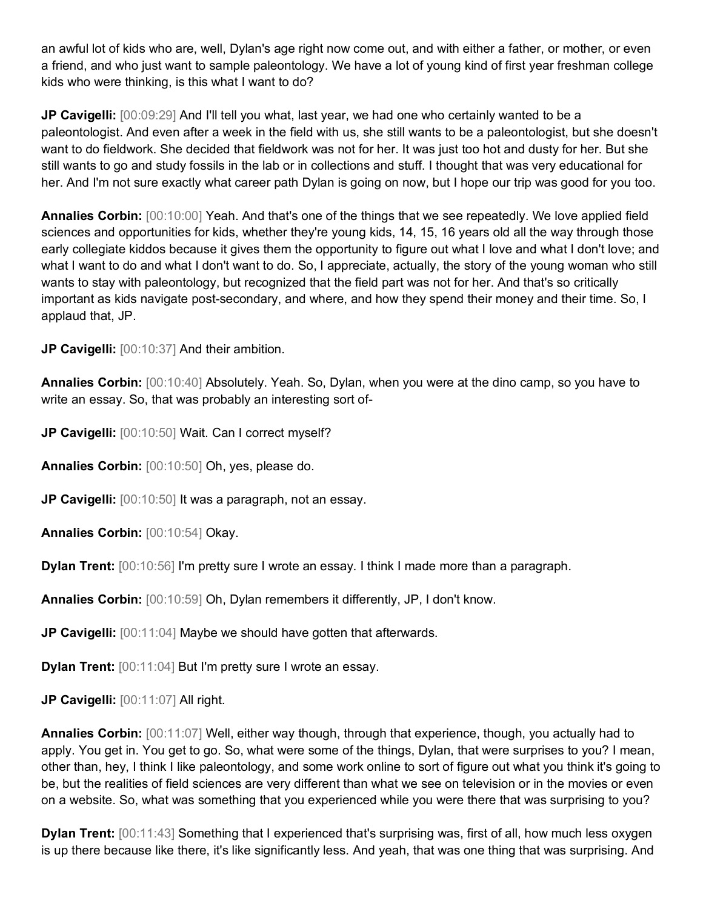an awful lot of kids who are, well, Dylan's age right now come out, and with either a father, or mother, or even a friend, and who just want to sample paleontology. We have a lot of young kind of first year freshman college kids who were thinking, is this what I want to do?

**JP Cavigelli:** [00:09:29] And I'll tell you what, last year, we had one who certainly wanted to be a paleontologist. And even after a week in the field with us, she still wants to be a paleontologist, but she doesn't want to do fieldwork. She decided that fieldwork was not for her. It was just too hot and dusty for her. But she still wants to go and study fossils in the lab or in collections and stuff. I thought that was very educational for her. And I'm not sure exactly what career path Dylan is going on now, but I hope our trip was good for you too.

**Annalies Corbin:** [00:10:00] Yeah. And that's one of the things that we see repeatedly. We love applied field sciences and opportunities for kids, whether they're young kids, 14, 15, 16 years old all the way through those early collegiate kiddos because it gives them the opportunity to figure out what I love and what I don't love; and what I want to do and what I don't want to do. So, I appreciate, actually, the story of the young woman who still wants to stay with paleontology, but recognized that the field part was not for her. And that's so critically important as kids navigate post-secondary, and where, and how they spend their money and their time. So, I applaud that, JP.

**JP Cavigelli:** [00:10:37] And their ambition.

**Annalies Corbin:** [00:10:40] Absolutely. Yeah. So, Dylan, when you were at the dino camp, so you have to write an essay. So, that was probably an interesting sort of-

**JP Cavigelli:** [00:10:50] Wait. Can I correct myself?

**Annalies Corbin:** [00:10:50] Oh, yes, please do.

**JP Cavigelli:** [00:10:50] It was a paragraph, not an essay.

**Annalies Corbin:** [00:10:54] Okay.

**Dylan Trent:** [00:10:56] I'm pretty sure I wrote an essay. I think I made more than a paragraph.

**Annalies Corbin:** [00:10:59] Oh, Dylan remembers it differently, JP, I don't know.

**JP Cavigelli:** [00:11:04] Maybe we should have gotten that afterwards.

**Dylan Trent:** [00:11:04] But I'm pretty sure I wrote an essay.

**JP Cavigelli:** [00:11:07] All right.

**Annalies Corbin:** [00:11:07] Well, either way though, through that experience, though, you actually had to apply. You get in. You get to go. So, what were some of the things, Dylan, that were surprises to you? I mean, other than, hey, I think I like paleontology, and some work online to sort of figure out what you think it's going to be, but the realities of field sciences are very different than what we see on television or in the movies or even on a website. So, what was something that you experienced while you were there that was surprising to you?

**Dylan Trent:** [00:11:43] Something that I experienced that's surprising was, first of all, how much less oxygen is up there because like there, it's like significantly less. And yeah, that was one thing that was surprising. And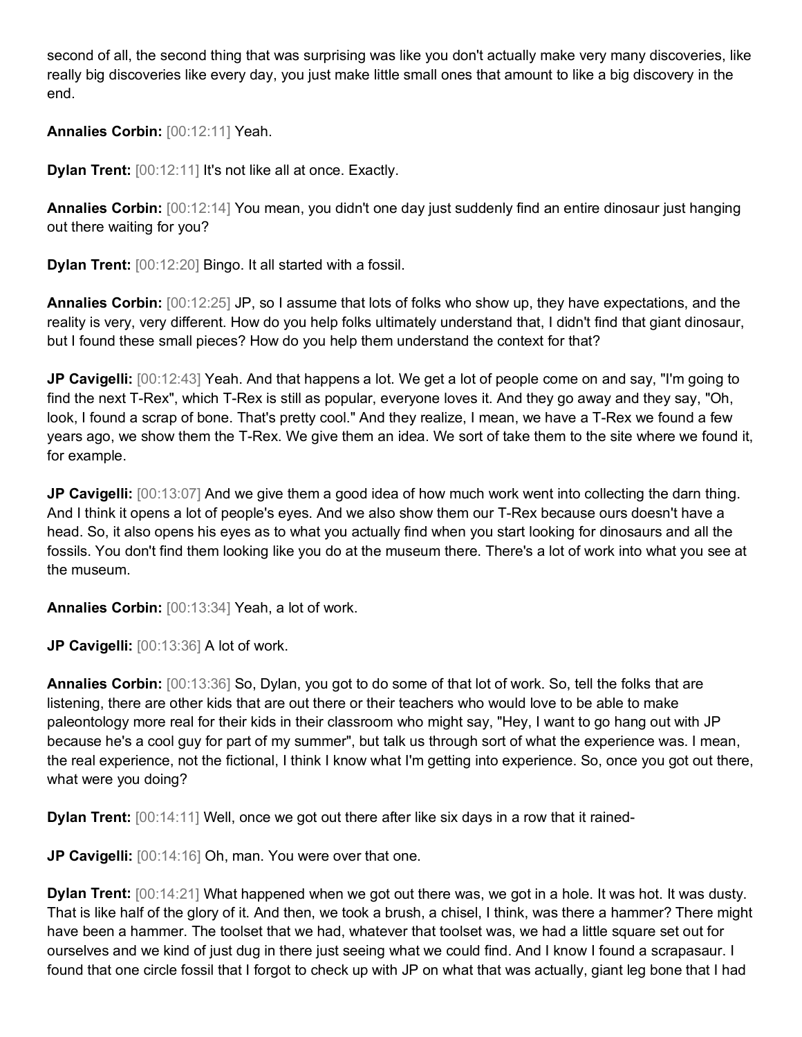second of all, the second thing that was surprising was like you don't actually make very many discoveries, like really big discoveries like every day, you just make little small ones that amount to like a big discovery in the end.

**Annalies Corbin:** [00:12:11] Yeah.

**Dylan Trent:** [00:12:11] It's not like all at once. Exactly.

**Annalies Corbin:** [00:12:14] You mean, you didn't one day just suddenly find an entire dinosaur just hanging out there waiting for you?

**Dylan Trent:** [00:12:20] Bingo. It all started with a fossil.

**Annalies Corbin:** [00:12:25] JP, so I assume that lots of folks who show up, they have expectations, and the reality is very, very different. How do you help folks ultimately understand that, I didn't find that giant dinosaur, but I found these small pieces? How do you help them understand the context for that?

**JP Cavigelli:** [00:12:43] Yeah. And that happens a lot. We get a lot of people come on and say, "I'm going to find the next T-Rex", which T-Rex is still as popular, everyone loves it. And they go away and they say, "Oh, look, I found a scrap of bone. That's pretty cool." And they realize, I mean, we have a T-Rex we found a few years ago, we show them the T-Rex. We give them an idea. We sort of take them to the site where we found it, for example.

**JP Cavigelli:** [00:13:07] And we give them a good idea of how much work went into collecting the darn thing. And I think it opens a lot of people's eyes. And we also show them our T-Rex because ours doesn't have a head. So, it also opens his eyes as to what you actually find when you start looking for dinosaurs and all the fossils. You don't find them looking like you do at the museum there. There's a lot of work into what you see at the museum.

**Annalies Corbin:** [00:13:34] Yeah, a lot of work.

**JP Cavigelli:** [00:13:36] A lot of work.

**Annalies Corbin:** [00:13:36] So, Dylan, you got to do some of that lot of work. So, tell the folks that are listening, there are other kids that are out there or their teachers who would love to be able to make paleontology more real for their kids in their classroom who might say, "Hey, I want to go hang out with JP because he's a cool guy for part of my summer", but talk us through sort of what the experience was. I mean, the real experience, not the fictional, I think I know what I'm getting into experience. So, once you got out there, what were you doing?

**Dylan Trent:** [00:14:11] Well, once we got out there after like six days in a row that it rained-

**JP Cavigelli:** [00:14:16] Oh, man. You were over that one.

**Dylan Trent:** [00:14:21] What happened when we got out there was, we got in a hole. It was hot. It was dusty. That is like half of the glory of it. And then, we took a brush, a chisel, I think, was there a hammer? There might have been a hammer. The toolset that we had, whatever that toolset was, we had a little square set out for ourselves and we kind of just dug in there just seeing what we could find. And I know I found a scrapasaur. I found that one circle fossil that I forgot to check up with JP on what that was actually, giant leg bone that I had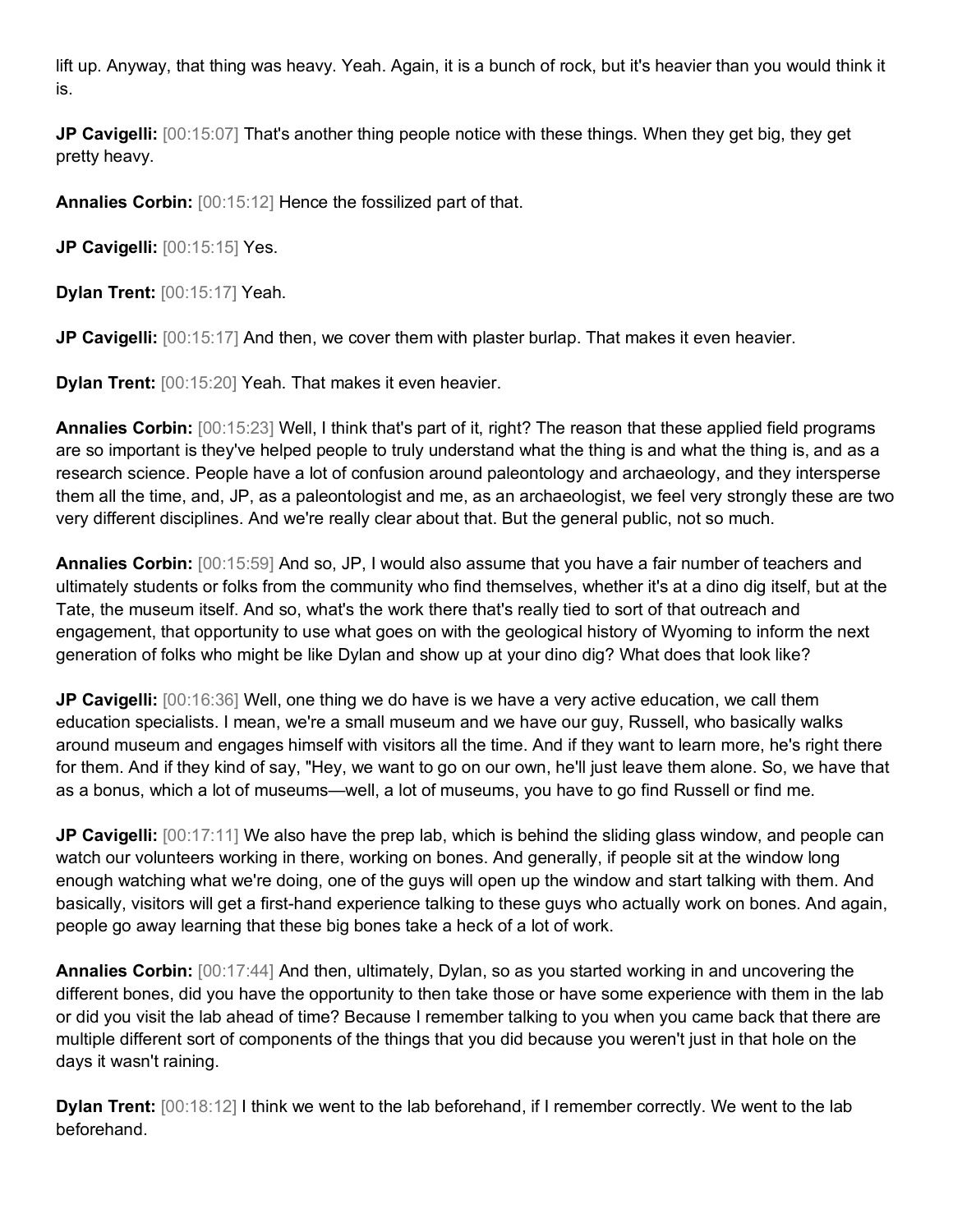lift up. Anyway, that thing was heavy. Yeah. Again, it is a bunch of rock, but it's heavier than you would think it is.

**JP Cavigelli:** [00:15:07] That's another thing people notice with these things. When they get big, they get pretty heavy.

**Annalies Corbin:** [00:15:12] Hence the fossilized part of that.

**JP Cavigelli:** [00:15:15] Yes.

**Dylan Trent:** [00:15:17] Yeah.

**JP Cavigelli:** [00:15:17] And then, we cover them with plaster burlap. That makes it even heavier.

**Dylan Trent:** [00:15:20] Yeah. That makes it even heavier.

**Annalies Corbin:** [00:15:23] Well, I think that's part of it, right? The reason that these applied field programs are so important is they've helped people to truly understand what the thing is and what the thing is, and as a research science. People have a lot of confusion around paleontology and archaeology, and they intersperse them all the time, and, JP, as a paleontologist and me, as an archaeologist, we feel very strongly these are two very different disciplines. And we're really clear about that. But the general public, not so much.

**Annalies Corbin:** [00:15:59] And so, JP, I would also assume that you have a fair number of teachers and ultimately students or folks from the community who find themselves, whether it's at a dino dig itself, but at the Tate, the museum itself. And so, what's the work there that's really tied to sort of that outreach and engagement, that opportunity to use what goes on with the geological history of Wyoming to inform the next generation of folks who might be like Dylan and show up at your dino dig? What does that look like?

**JP Cavigelli:** [00:16:36] Well, one thing we do have is we have a very active education, we call them education specialists. I mean, we're a small museum and we have our guy, Russell, who basically walks around museum and engages himself with visitors all the time. And if they want to learn more, he's right there for them. And if they kind of say, "Hey, we want to go on our own, he'll just leave them alone. So, we have that as a bonus, which a lot of museums—well, a lot of museums, you have to go find Russell or find me.

**JP Cavigelli:** [00:17:11] We also have the prep lab, which is behind the sliding glass window, and people can watch our volunteers working in there, working on bones. And generally, if people sit at the window long enough watching what we're doing, one of the guys will open up the window and start talking with them. And basically, visitors will get a first-hand experience talking to these guys who actually work on bones. And again, people go away learning that these big bones take a heck of a lot of work.

**Annalies Corbin:** [00:17:44] And then, ultimately, Dylan, so as you started working in and uncovering the different bones, did you have the opportunity to then take those or have some experience with them in the lab or did you visit the lab ahead of time? Because I remember talking to you when you came back that there are multiple different sort of components of the things that you did because you weren't just in that hole on the days it wasn't raining.

**Dylan Trent:** [00:18:12] I think we went to the lab beforehand, if I remember correctly. We went to the lab beforehand.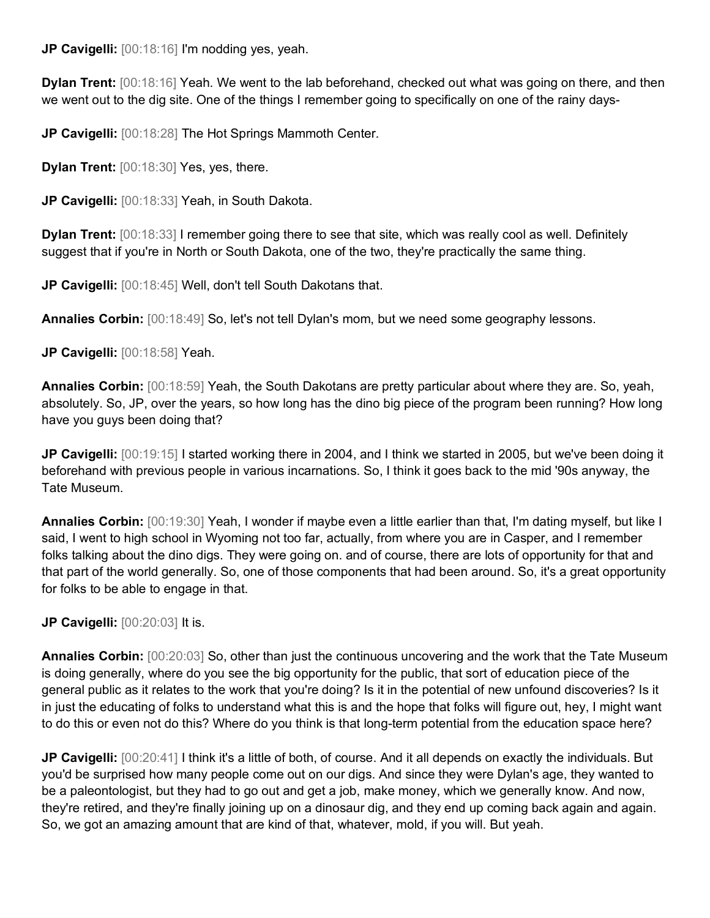**JP Cavigelli:** [00:18:16] I'm nodding yes, yeah.

**Dylan Trent:** [00:18:16] Yeah. We went to the lab beforehand, checked out what was going on there, and then we went out to the dig site. One of the things I remember going to specifically on one of the rainy days-

**JP Cavigelli:** [00:18:28] The Hot Springs Mammoth Center.

**Dylan Trent:** [00:18:30] Yes, yes, there.

**JP Cavigelli:** [00:18:33] Yeah, in South Dakota.

**Dylan Trent:** [00:18:33] I remember going there to see that site, which was really cool as well. Definitely suggest that if you're in North or South Dakota, one of the two, they're practically the same thing.

**JP Cavigelli:** [00:18:45] Well, don't tell South Dakotans that.

**Annalies Corbin:** [00:18:49] So, let's not tell Dylan's mom, but we need some geography lessons.

**JP Cavigelli:** [00:18:58] Yeah.

**Annalies Corbin:** [00:18:59] Yeah, the South Dakotans are pretty particular about where they are. So, yeah, absolutely. So, JP, over the years, so how long has the dino big piece of the program been running? How long have you guys been doing that?

**JP Cavigelli:** [00:19:15] I started working there in 2004, and I think we started in 2005, but we've been doing it beforehand with previous people in various incarnations. So, I think it goes back to the mid '90s anyway, the Tate Museum.

**Annalies Corbin:** [00:19:30] Yeah, I wonder if maybe even a little earlier than that, I'm dating myself, but like I said, I went to high school in Wyoming not too far, actually, from where you are in Casper, and I remember folks talking about the dino digs. They were going on. and of course, there are lots of opportunity for that and that part of the world generally. So, one of those components that had been around. So, it's a great opportunity for folks to be able to engage in that.

**JP Cavigelli:** [00:20:03] It is.

**Annalies Corbin:** [00:20:03] So, other than just the continuous uncovering and the work that the Tate Museum is doing generally, where do you see the big opportunity for the public, that sort of education piece of the general public as it relates to the work that you're doing? Is it in the potential of new unfound discoveries? Is it in just the educating of folks to understand what this is and the hope that folks will figure out, hey, I might want to do this or even not do this? Where do you think is that long-term potential from the education space here?

**JP Cavigelli:** [00:20:41] I think it's a little of both, of course. And it all depends on exactly the individuals. But you'd be surprised how many people come out on our digs. And since they were Dylan's age, they wanted to be a paleontologist, but they had to go out and get a job, make money, which we generally know. And now, they're retired, and they're finally joining up on a dinosaur dig, and they end up coming back again and again. So, we got an amazing amount that are kind of that, whatever, mold, if you will. But yeah.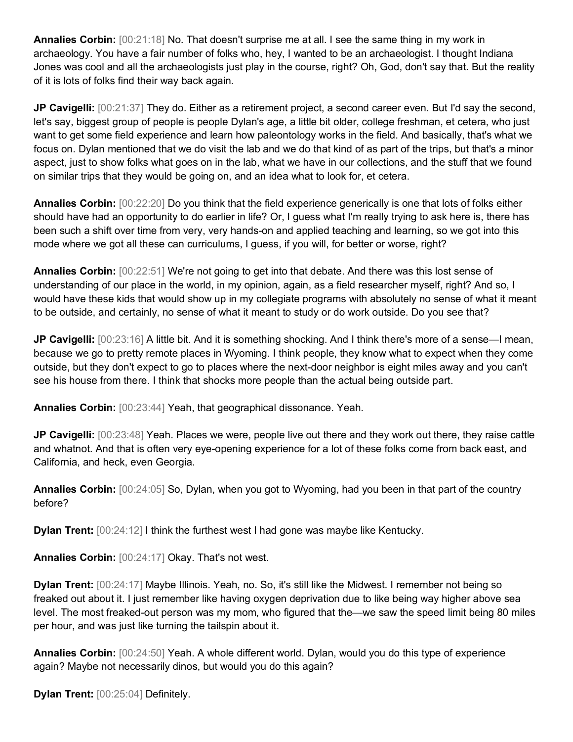**Annalies Corbin:** [00:21:18] No. That doesn't surprise me at all. I see the same thing in my work in archaeology. You have a fair number of folks who, hey, I wanted to be an archaeologist. I thought Indiana Jones was cool and all the archaeologists just play in the course, right? Oh, God, don't say that. But the reality of it is lots of folks find their way back again.

**JP Cavigelli:** [00:21:37] They do. Either as a retirement project, a second career even. But I'd say the second, let's say, biggest group of people is people Dylan's age, a little bit older, college freshman, et cetera, who just want to get some field experience and learn how paleontology works in the field. And basically, that's what we focus on. Dylan mentioned that we do visit the lab and we do that kind of as part of the trips, but that's a minor aspect, just to show folks what goes on in the lab, what we have in our collections, and the stuff that we found on similar trips that they would be going on, and an idea what to look for, et cetera.

**Annalies Corbin:** [00:22:20] Do you think that the field experience generically is one that lots of folks either should have had an opportunity to do earlier in life? Or, I guess what I'm really trying to ask here is, there has been such a shift over time from very, very hands-on and applied teaching and learning, so we got into this mode where we got all these can curriculums, I guess, if you will, for better or worse, right?

**Annalies Corbin:** [00:22:51] We're not going to get into that debate. And there was this lost sense of understanding of our place in the world, in my opinion, again, as a field researcher myself, right? And so, I would have these kids that would show up in my collegiate programs with absolutely no sense of what it meant to be outside, and certainly, no sense of what it meant to study or do work outside. Do you see that?

**JP Cavigelli:** [00:23:16] A little bit. And it is something shocking. And I think there's more of a sense—I mean, because we go to pretty remote places in Wyoming. I think people, they know what to expect when they come outside, but they don't expect to go to places where the next-door neighbor is eight miles away and you can't see his house from there. I think that shocks more people than the actual being outside part.

**Annalies Corbin:** [00:23:44] Yeah, that geographical dissonance. Yeah.

**JP Cavigelli:** [00:23:48] Yeah. Places we were, people live out there and they work out there, they raise cattle and whatnot. And that is often very eye-opening experience for a lot of these folks come from back east, and California, and heck, even Georgia.

**Annalies Corbin:** [00:24:05] So, Dylan, when you got to Wyoming, had you been in that part of the country before?

**Dylan Trent:** [00:24:12] I think the furthest west I had gone was maybe like Kentucky.

**Annalies Corbin:** [00:24:17] Okay. That's not west.

**Dylan Trent:** [00:24:17] Maybe Illinois. Yeah, no. So, it's still like the Midwest. I remember not being so freaked out about it. I just remember like having oxygen deprivation due to like being way higher above sea level. The most freaked-out person was my mom, who figured that the—we saw the speed limit being 80 miles per hour, and was just like turning the tailspin about it.

**Annalies Corbin:** [00:24:50] Yeah. A whole different world. Dylan, would you do this type of experience again? Maybe not necessarily dinos, but would you do this again?

**Dylan Trent:** [00:25:04] Definitely.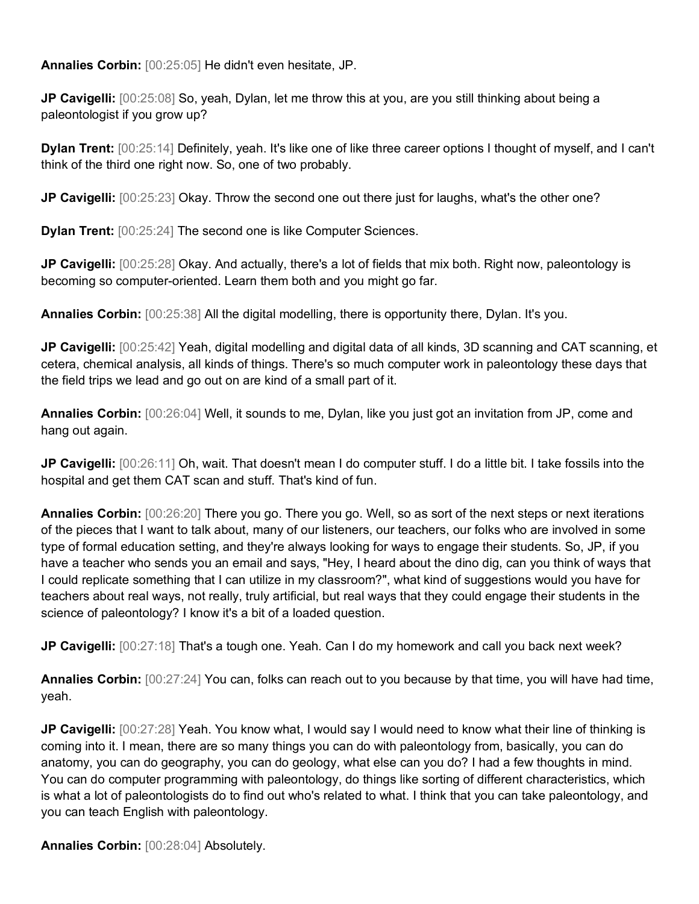**Annalies Corbin:** [00:25:05] He didn't even hesitate, JP.

**JP Cavigelli:** [00:25:08] So, yeah, Dylan, let me throw this at you, are you still thinking about being a paleontologist if you grow up?

**Dylan Trent:** [00:25:14] Definitely, yeah. It's like one of like three career options I thought of myself, and I can't think of the third one right now. So, one of two probably.

**JP Cavigelli:** [00:25:23] Okay. Throw the second one out there just for laughs, what's the other one?

**Dylan Trent:** [00:25:24] The second one is like Computer Sciences.

**JP Cavigelli:** [00:25:28] Okay. And actually, there's a lot of fields that mix both. Right now, paleontology is becoming so computer-oriented. Learn them both and you might go far.

**Annalies Corbin:** [00:25:38] All the digital modelling, there is opportunity there, Dylan. It's you.

**JP Cavigelli:** [00:25:42] Yeah, digital modelling and digital data of all kinds, 3D scanning and CAT scanning, et cetera, chemical analysis, all kinds of things. There's so much computer work in paleontology these days that the field trips we lead and go out on are kind of a small part of it.

**Annalies Corbin:** [00:26:04] Well, it sounds to me, Dylan, like you just got an invitation from JP, come and hang out again.

**JP Cavigelli:** [00:26:11] Oh, wait. That doesn't mean I do computer stuff. I do a little bit. I take fossils into the hospital and get them CAT scan and stuff. That's kind of fun.

**Annalies Corbin:** [00:26:20] There you go. There you go. Well, so as sort of the next steps or next iterations of the pieces that I want to talk about, many of our listeners, our teachers, our folks who are involved in some type of formal education setting, and they're always looking for ways to engage their students. So, JP, if you have a teacher who sends you an email and says, "Hey, I heard about the dino dig, can you think of ways that I could replicate something that I can utilize in my classroom?", what kind of suggestions would you have for teachers about real ways, not really, truly artificial, but real ways that they could engage their students in the science of paleontology? I know it's a bit of a loaded question.

**JP Cavigelli:** [00:27:18] That's a tough one. Yeah. Can I do my homework and call you back next week?

**Annalies Corbin:** [00:27:24] You can, folks can reach out to you because by that time, you will have had time, yeah.

**JP Cavigelli:** [00:27:28] Yeah. You know what, I would say I would need to know what their line of thinking is coming into it. I mean, there are so many things you can do with paleontology from, basically, you can do anatomy, you can do geography, you can do geology, what else can you do? I had a few thoughts in mind. You can do computer programming with paleontology, do things like sorting of different characteristics, which is what a lot of paleontologists do to find out who's related to what. I think that you can take paleontology, and you can teach English with paleontology.

**Annalies Corbin:** [00:28:04] Absolutely.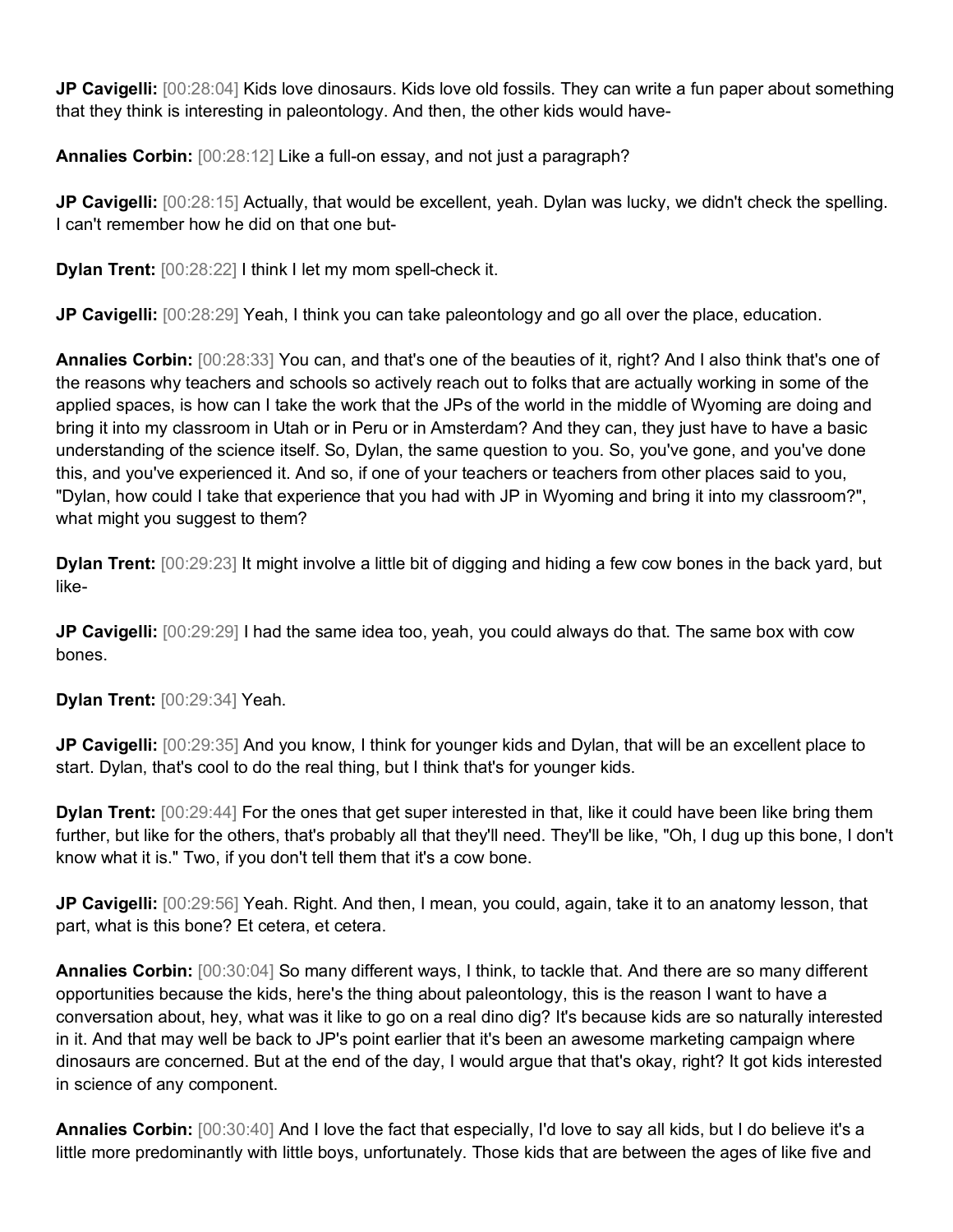**JP Cavigelli:** [00:28:04] Kids love dinosaurs. Kids love old fossils. They can write a fun paper about something that they think is interesting in paleontology. And then, the other kids would have-

**Annalies Corbin:** [00:28:12] Like a full-on essay, and not just a paragraph?

**JP Cavigelli:** [00:28:15] Actually, that would be excellent, yeah. Dylan was lucky, we didn't check the spelling. I can't remember how he did on that one but-

**Dylan Trent:** [00:28:22] I think I let my mom spell-check it.

**JP Cavigelli:** [00:28:29] Yeah, I think you can take paleontology and go all over the place, education.

**Annalies Corbin:** [00:28:33] You can, and that's one of the beauties of it, right? And I also think that's one of the reasons why teachers and schools so actively reach out to folks that are actually working in some of the applied spaces, is how can I take the work that the JPs of the world in the middle of Wyoming are doing and bring it into my classroom in Utah or in Peru or in Amsterdam? And they can, they just have to have a basic understanding of the science itself. So, Dylan, the same question to you. So, you've gone, and you've done this, and you've experienced it. And so, if one of your teachers or teachers from other places said to you, "Dylan, how could I take that experience that you had with JP in Wyoming and bring it into my classroom?", what might you suggest to them?

**Dylan Trent:** [00:29:23] It might involve a little bit of digging and hiding a few cow bones in the back yard, but like-

**JP Cavigelli:** [00:29:29] I had the same idea too, yeah, you could always do that. The same box with cow bones.

**Dylan Trent:** [00:29:34] Yeah.

**JP Cavigelli:** [00:29:35] And you know, I think for younger kids and Dylan, that will be an excellent place to start. Dylan, that's cool to do the real thing, but I think that's for younger kids.

**Dylan Trent:** [00:29:44] For the ones that get super interested in that, like it could have been like bring them further, but like for the others, that's probably all that they'll need. They'll be like, "Oh, I dug up this bone, I don't know what it is." Two, if you don't tell them that it's a cow bone.

**JP Cavigelli:** [00:29:56] Yeah. Right. And then, I mean, you could, again, take it to an anatomy lesson, that part, what is this bone? Et cetera, et cetera.

**Annalies Corbin:** [00:30:04] So many different ways, I think, to tackle that. And there are so many different opportunities because the kids, here's the thing about paleontology, this is the reason I want to have a conversation about, hey, what was it like to go on a real dino dig? It's because kids are so naturally interested in it. And that may well be back to JP's point earlier that it's been an awesome marketing campaign where dinosaurs are concerned. But at the end of the day, I would argue that that's okay, right? It got kids interested in science of any component.

**Annalies Corbin:** [00:30:40] And I love the fact that especially, I'd love to say all kids, but I do believe it's a little more predominantly with little boys, unfortunately. Those kids that are between the ages of like five and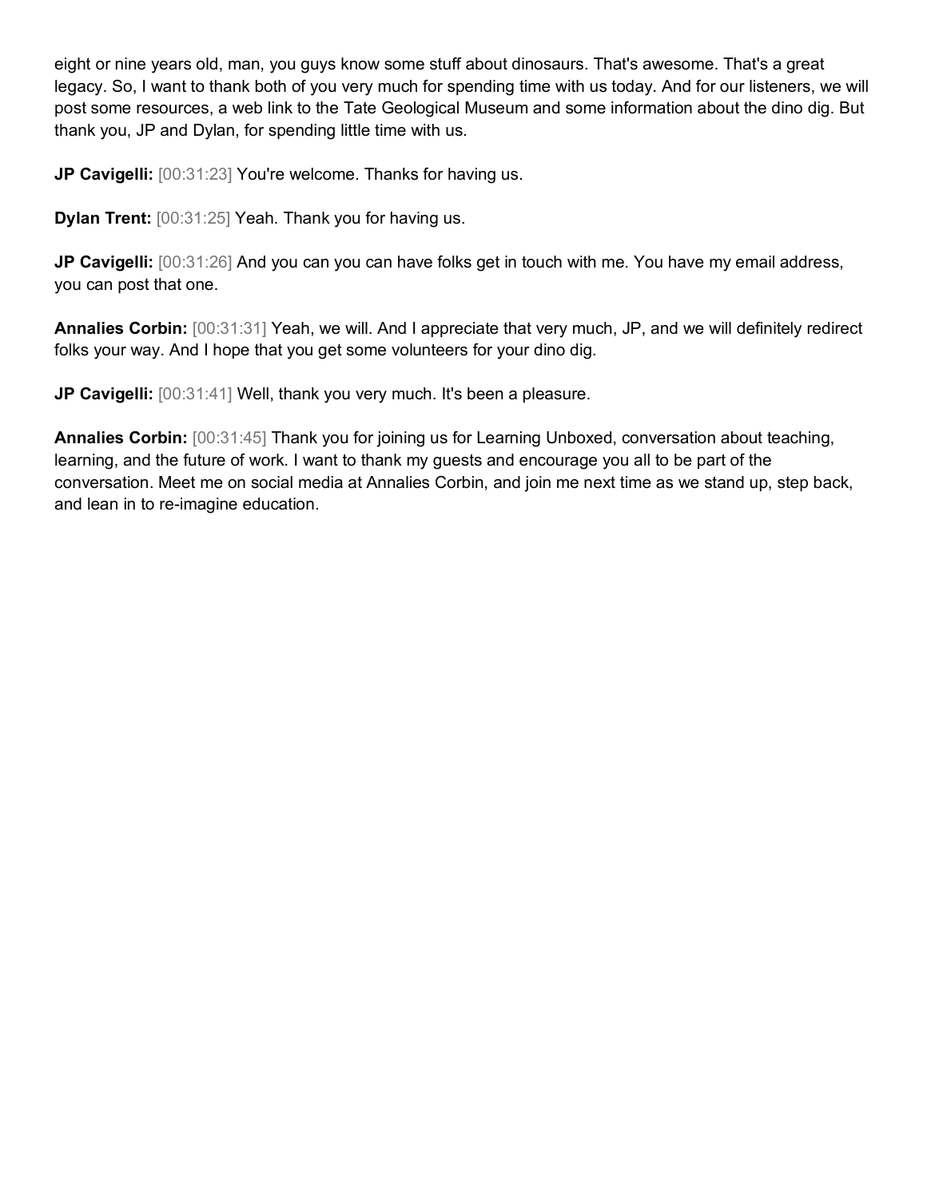eight or nine years old, man, you guys know some stuff about dinosaurs. That's awesome. That's a great legacy. So, I want to thank both of you very much for spending time with us today. And for our listeners, we will post some resources, a web link to the Tate Geological Museum and some information about the dino dig. But thank you, JP and Dylan, for spending little time with us.

**JP Cavigelli:** [00:31:23] You're welcome. Thanks for having us.

**Dylan Trent:** [00:31:25] Yeah. Thank you for having us.

**JP Cavigelli:** [00:31:26] And you can you can have folks get in touch with me. You have my email address, you can post that one.

**Annalies Corbin:** [00:31:31] Yeah, we will. And I appreciate that very much, JP, and we will definitely redirect folks your way. And I hope that you get some volunteers for your dino dig.

**JP Cavigelli:** [00:31:41] Well, thank you very much. It's been a pleasure.

**Annalies Corbin:** [00:31:45] Thank you for joining us for Learning Unboxed, conversation about teaching, learning, and the future of work. I want to thank my guests and encourage you all to be part of the conversation. Meet me on social media at Annalies Corbin, and join me next time as we stand up, step back, and lean in to re-imagine education.